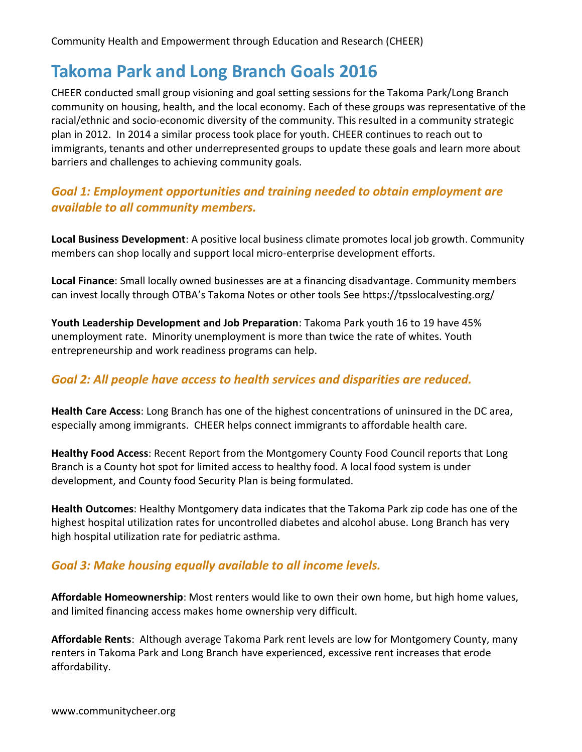Community Health and Empowerment through Education and Research (CHEER)

# Takoma Park and Long Branch Goals 2016

CHEER conducted small group visioning and goal setting sessions for the Takoma Park/Long Branch community on housing, health, and the local economy. Each of these groups was representative of the racial/ethnic and socio-economic diversity of the community. This resulted in a community strategic plan in 2012. In 2014 a similar process took place for youth. CHEER continues to reach out to immigrants, tenants and other underrepresented groups to update these goals and learn more about barriers and challenges to achieving community goals.

## *Goal 1: Employment opportunities and training needed to obtain employment are available to all community members.*

**Local Business Development**: A positive local business climate promotes local job growth. Community members can shop locally and support local micro-enterprise development efforts.

**Local Finance**: Small locally owned businesses are at a financing disadvantage. Community members can invest locally through OTBA's Takoma Notes or other tools See https://tpsslocalvesting.org/

**Youth Leadership Development and Job Preparation**: Takoma Park youth 16 to 19 have 45% unemployment rate. Minority unemployment is more than twice the rate of whites. Youth entrepreneurship and work readiness programs can help.

## *Goal 2: All people have access to health services and disparities are reduced.*

**Health Care Access**: Long Branch has one of the highest concentrations of uninsured in the DC area, especially among immigrants. CHEER helps connect immigrants to affordable health care.

**Healthy Food Access**: Recent Report from the Montgomery County Food Council reports that Long Branch is a County hot spot for limited access to healthy food. A local food system is under development, and County food Security Plan is being formulated.

**Health Outcomes**: Healthy Montgomery data indicates that the Takoma Park zip code has one of the highest hospital utilization rates for uncontrolled diabetes and alcohol abuse. Long Branch has very high hospital utilization rate for pediatric asthma.

## *Goal 3: Make housing equally available to all income levels.*

**Affordable Homeownership**: Most renters would like to own their own home, but high home values, and limited financing access makes home ownership very difficult.

**Affordable Rents**: Although average Takoma Park rent levels are low for Montgomery County, many renters in Takoma Park and Long Branch have experienced, excessive rent increases that erode affordability.

www.communitycheer.org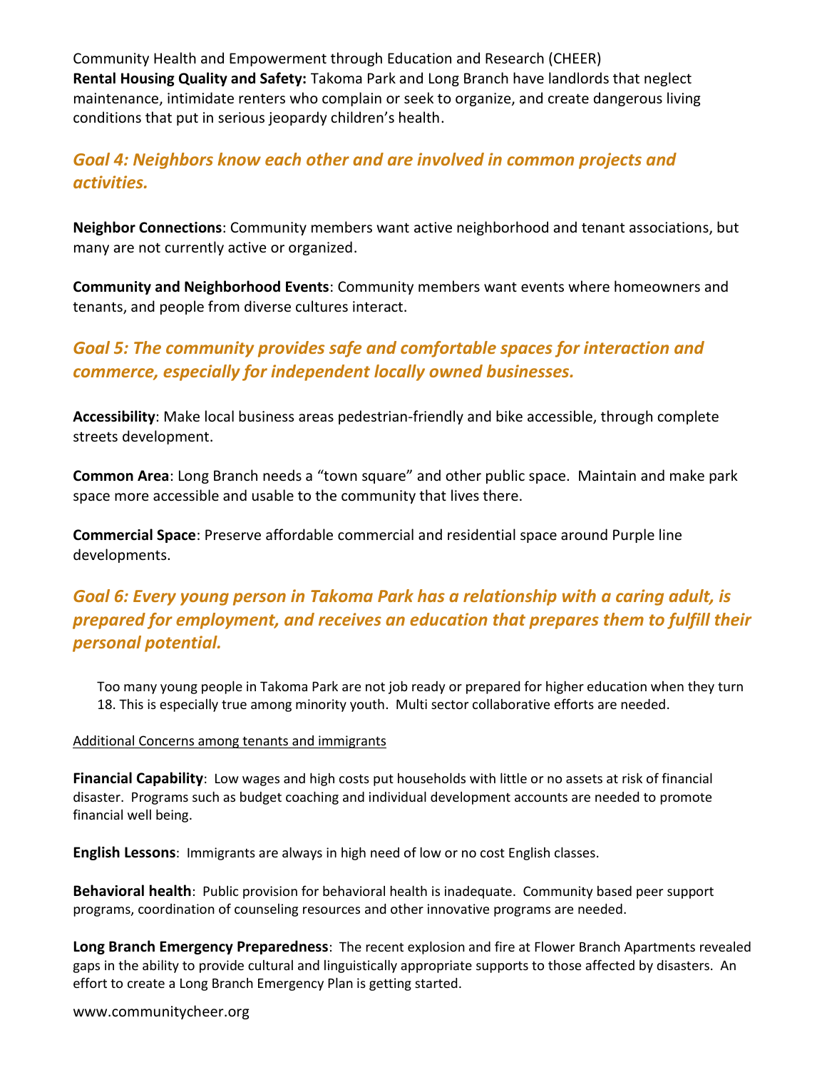Community Health and Empowerment through Education and Research (CHEER)

**Rental Housing Quality and Safety:** Takoma Park and Long Branch have landlords that neglect maintenance, intimidate renters who complain or seek to organize, and create dangerous living conditions that put in serious jeopardy children's health.

## *Goal 4: Neighbors know each other and are involved in common projects and activities.*

**Neighbor Connections**: Community members want active neighborhood and tenant associations, but many are not currently active or organized.

**Community and Neighborhood Events**: Community members want events where homeowners and tenants, and people from diverse cultures interact.

## *Goal 5: The community provides safe and comfortable spaces for interaction and commerce, especially for independent locally owned businesses.*

**Accessibility**: Make local business areas pedestrian-friendly and bike accessible, through complete streets development.

**Common Area**: Long Branch needs a "town square" and other public space. Maintain and make park space more accessible and usable to the community that lives there.

**Commercial Space**: Preserve affordable commercial and residential space around Purple line developments.

## *Goal 6: Every young person in Takoma Park has a relationship with a caring adult, is prepared for employment, and receives an education that prepares them to fulfill their personal potential.*

Too many young people in Takoma Park are not job ready or prepared for higher education when they turn 18. This is especially true among minority youth. Multi sector collaborative efforts are needed.

<u>Additional Concerns among tenants and immigrants</u>

**Financial Capability**: Low wages and high costs put households with little or no assets at risk of financial disaster. Programs such as budget coaching and individual development accounts are needed to promote financial well being.

**English Lessons**: Immigrants are always in high need of low or no cost English classes.

**Behavioral health**: Public provision for behavioral health is inadequate. Community based peer support programs, coordination of counseling resources and other innovative programs are needed.

**Long Branch Emergency Preparedness**: The recent explosion and fire at Flower Branch Apartments revealed gaps in the ability to provide cultural and linguistically appropriate supports to those affected by disasters. An effort to create a Long Branch Emergency Plan is getting started.

www.communitycheer.org